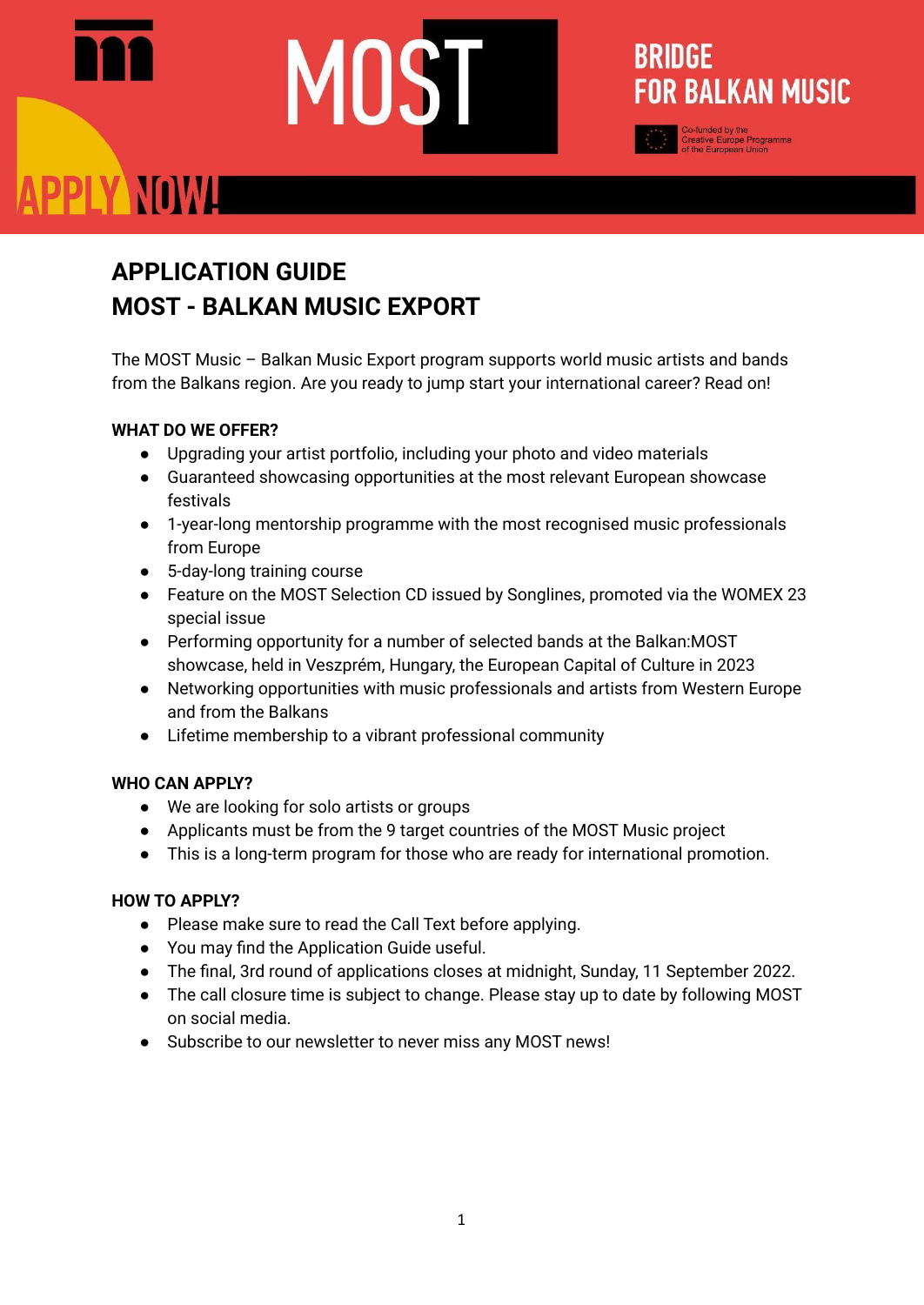MOST

BRIDGE FOR BALKAN MUSIC

Co-funded by the Creative Europe Programme of the European Union

APPLY NOW!

# APPLICATION GUIDE
# MOST - BALKAN MUSIC EXPORT

The MOST Music – Balkan Music Export program supports world music artists and bands from the Balkans region. Are you ready to jump start your international career? Read on!

**WHAT DO WE OFFER?**

- Upgrading your artist portfolio, including your photo and video materials
- Guaranteed showcasing opportunities at the most relevant European showcase festivals
- 1-year-long mentorship programme with the most recognised music professionals from Europe
- 5-day-long training course
- Feature on the MOST Selection CD issued by Songlines, promoted via the WOMEX 23 special issue
- Performing opportunity for a number of selected bands at the Balkan:MOST showcase, held in Veszprém, Hungary, the European Capital of Culture in 2023
- Networking opportunities with music professionals and artists from Western Europe and from the Balkans
- Lifetime membership to a vibrant professional community

**WHO CAN APPLY?**

- We are looking for solo artists or groups
- Applicants must be from the 9 target countries of the MOST Music project
- This is a long-term program for those who are ready for international promotion.

**HOW TO APPLY?**

- Please make sure to read the Call Text before applying.
- You may find the Application Guide useful.
- The final, 3rd round of applications closes at midnight, Sunday, 11 September 2022.
- The call closure time is subject to change. Please stay up to date by following MOST on social media.
- Subscribe to our newsletter to never miss any MOST news!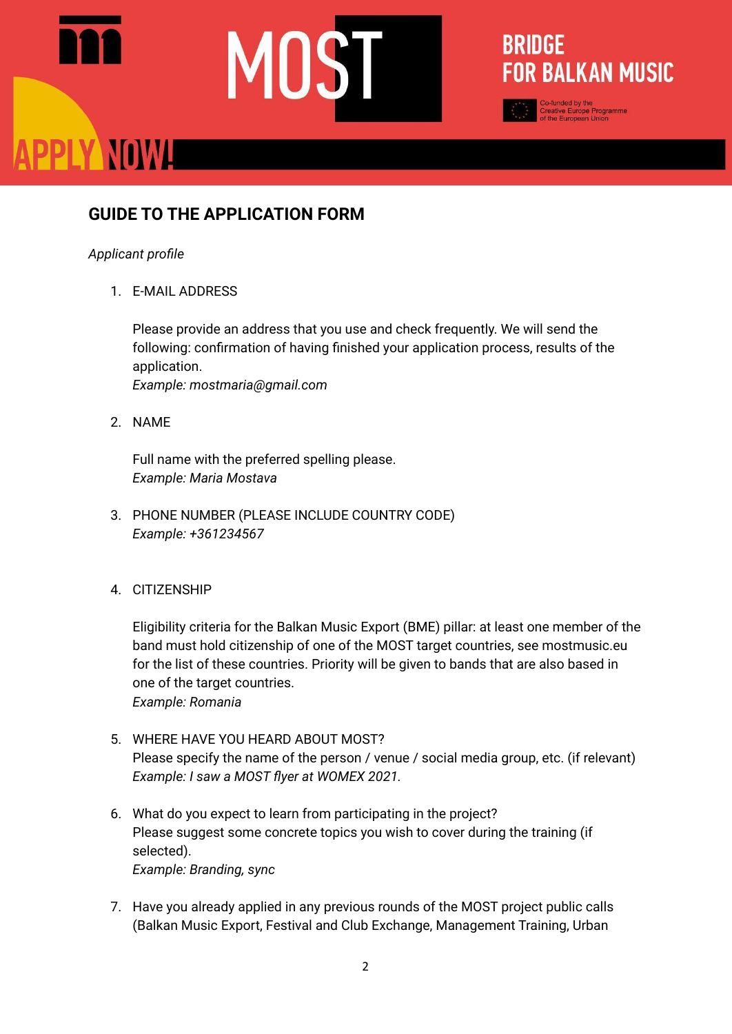# MOST

## BRIDGE FOR BALKAN MUSIC

Co-funded by the Creative Europe Programme of the European Union

APPLY NOW!

## GUIDE TO THE APPLICATION FORM

*Applicant profile*

1. E-MAIL ADDRESS

   Please provide an address that you use and check frequently. We will send the following: confirmation of having finished your application process, results of the application.
   *Example: mostmaria@gmail.com*

2. NAME

   Full name with the preferred spelling please.
   *Example: Maria Mostava*

3. PHONE NUMBER (PLEASE INCLUDE COUNTRY CODE)
   *Example: +361234567*

4. CITIZENSHIP

   Eligibility criteria for the Balkan Music Export (BME) pillar: at least one member of the band must hold citizenship of one of the MOST target countries, see mostmusic.eu for the list of these countries. Priority will be given to bands that are also based in one of the target countries.
   *Example: Romania*

5. WHERE HAVE YOU HEARD ABOUT MOST?
   Please specify the name of the person / venue / social media group, etc. (if relevant)
   *Example: I saw a MOST flyer at WOMEX 2021.*

6. What do you expect to learn from participating in the project?
   Please suggest some concrete topics you wish to cover during the training (if selected).
   *Example: Branding, sync*

7. Have you already applied in any previous rounds of the MOST project public calls (Balkan Music Export, Festival and Club Exchange, Management Training, Urban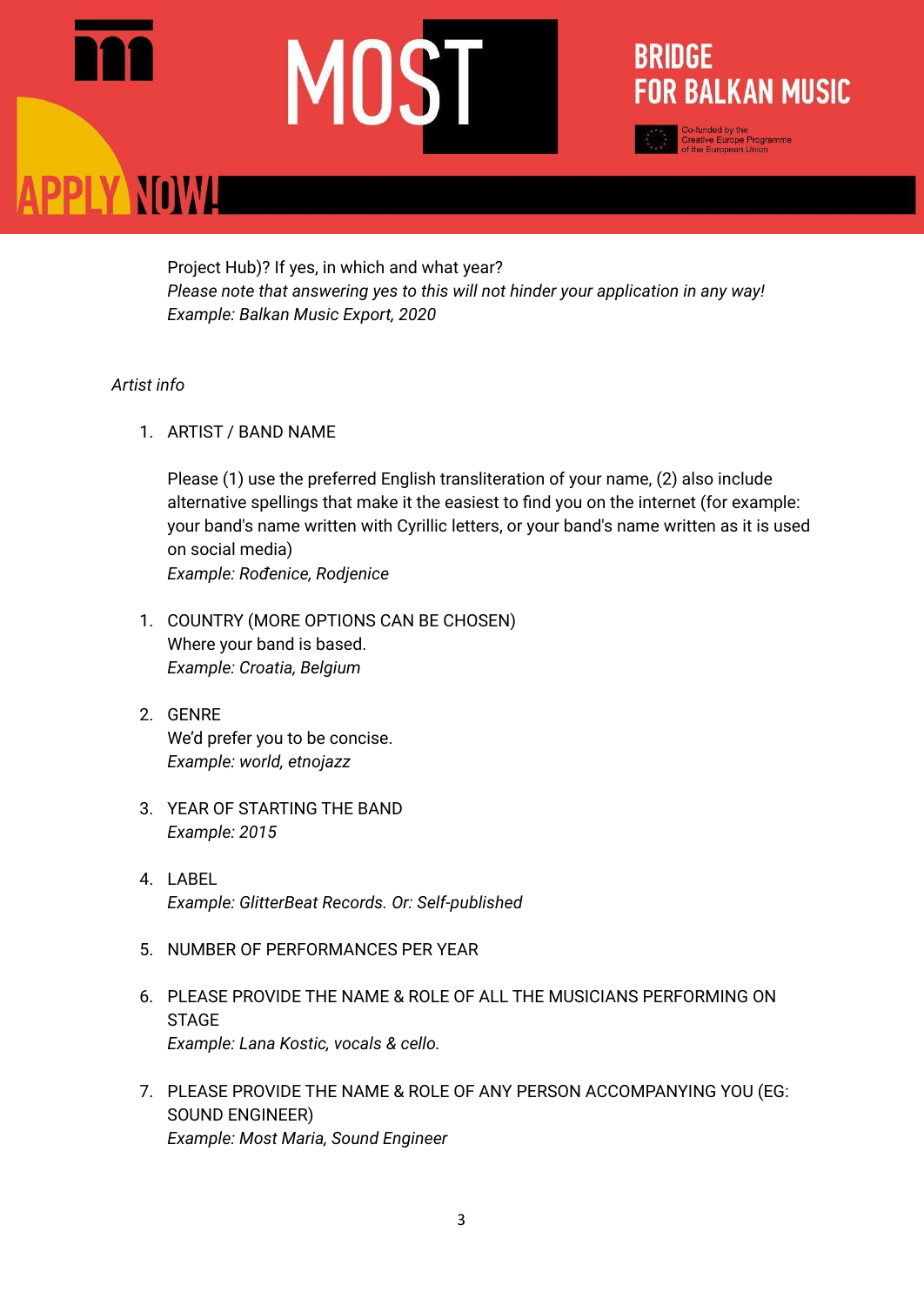Project Hub)? If yes, in which and what year?
*Please note that answering yes to this will not hinder your application in any way!*
*Example: Balkan Music Export, 2020*

*Artist info*

1. ARTIST / BAND NAME

   Please (1) use the preferred English transliteration of your name, (2) also include alternative spellings that make it the easiest to find you on the internet (for example: your band's name written with Cyrillic letters, or your band's name written as it is used on social media)
   *Example: Rođenice, Rodjenice*

1. COUNTRY (MORE OPTIONS CAN BE CHOSEN)
   Where your band is based.
   *Example: Croatia, Belgium*

2. GENRE
   We'd prefer you to be concise.
   *Example: world, etnojazz*

3. YEAR OF STARTING THE BAND
   *Example: 2015*

4. LABEL
   *Example: GlitterBeat Records. Or: Self-published*

5. NUMBER OF PERFORMANCES PER YEAR

6. PLEASE PROVIDE THE NAME & ROLE OF ALL THE MUSICIANS PERFORMING ON STAGE
   *Example: Lana Kostic, vocals & cello.*

7. PLEASE PROVIDE THE NAME & ROLE OF ANY PERSON ACCOMPANYING YOU (EG: SOUND ENGINEER)
   *Example: Most Maria, Sound Engineer*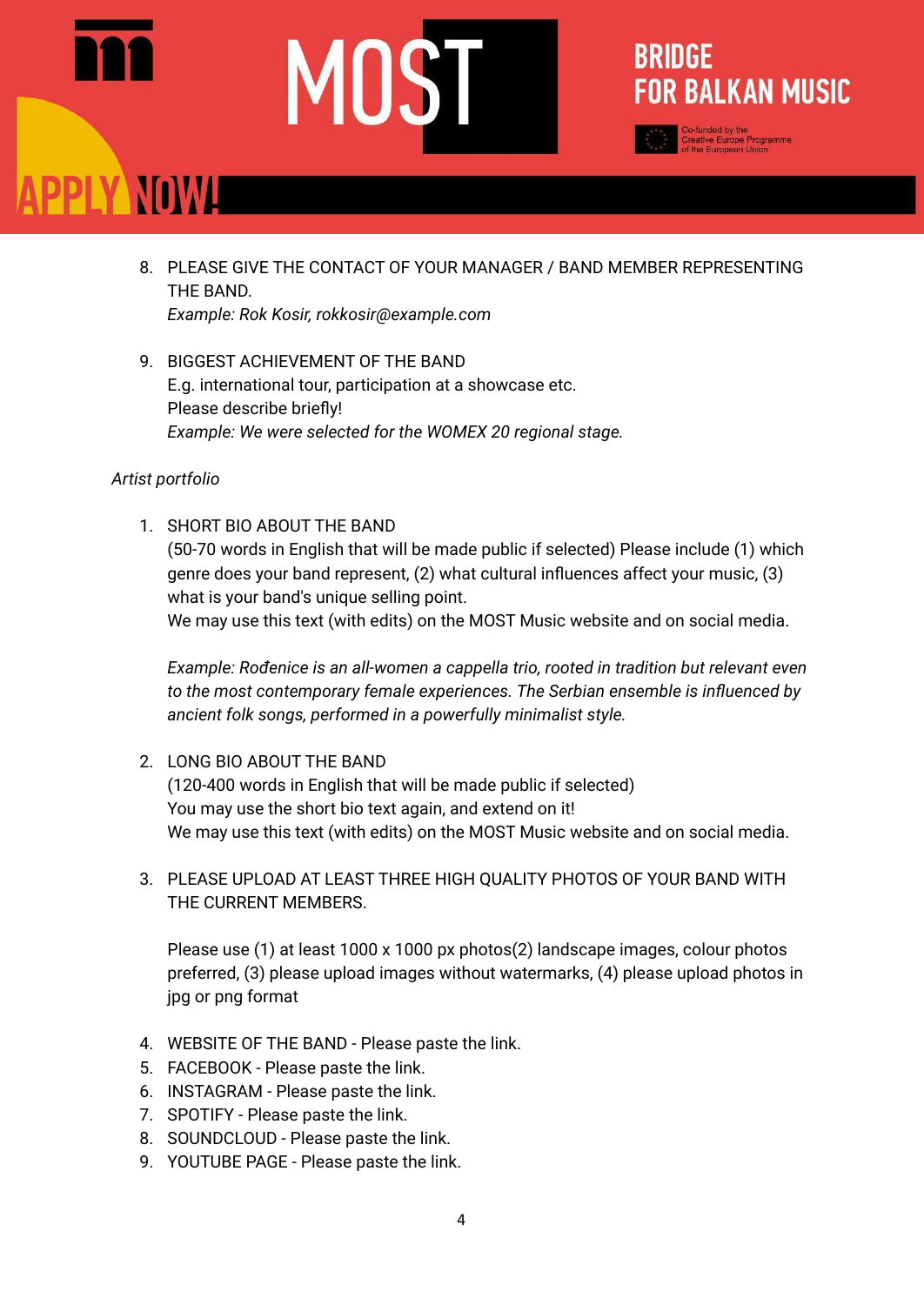8. PLEASE GIVE THE CONTACT OF YOUR MANAGER / BAND MEMBER REPRESENTING THE BAND.
   *Example: Rok Kosir, rokkosir@example.com*

9. BIGGEST ACHIEVEMENT OF THE BAND
   E.g. international tour, participation at a showcase etc.
   Please describe briefly!
   *Example: We were selected for the WOMEX 20 regional stage.*

*Artist portfolio*

1. SHORT BIO ABOUT THE BAND
   (50-70 words in English that will be made public if selected) Please include (1) which genre does your band represent, (2) what cultural influences affect your music, (3) what is your band's unique selling point.
   We may use this text (with edits) on the MOST Music website and on social media.

   *Example: Rođenice is an all-women a cappella trio, rooted in tradition but relevant even to the most contemporary female experiences. The Serbian ensemble is influenced by ancient folk songs, performed in a powerfully minimalist style.*

2. LONG BIO ABOUT THE BAND
   (120-400 words in English that will be made public if selected)
   You may use the short bio text again, and extend on it!
   We may use this text (with edits) on the MOST Music website and on social media.

3. PLEASE UPLOAD AT LEAST THREE HIGH QUALITY PHOTOS OF YOUR BAND WITH THE CURRENT MEMBERS.

   Please use (1) at least 1000 x 1000 px photos(2) landscape images, colour photos preferred, (3) please upload images without watermarks, (4) please upload photos in jpg or png format

4. WEBSITE OF THE BAND - Please paste the link.
5. FACEBOOK - Please paste the link.
6. INSTAGRAM - Please paste the link.
7. SPOTIFY - Please paste the link.
8. SOUNDCLOUD - Please paste the link.
9. YOUTUBE PAGE - Please paste the link.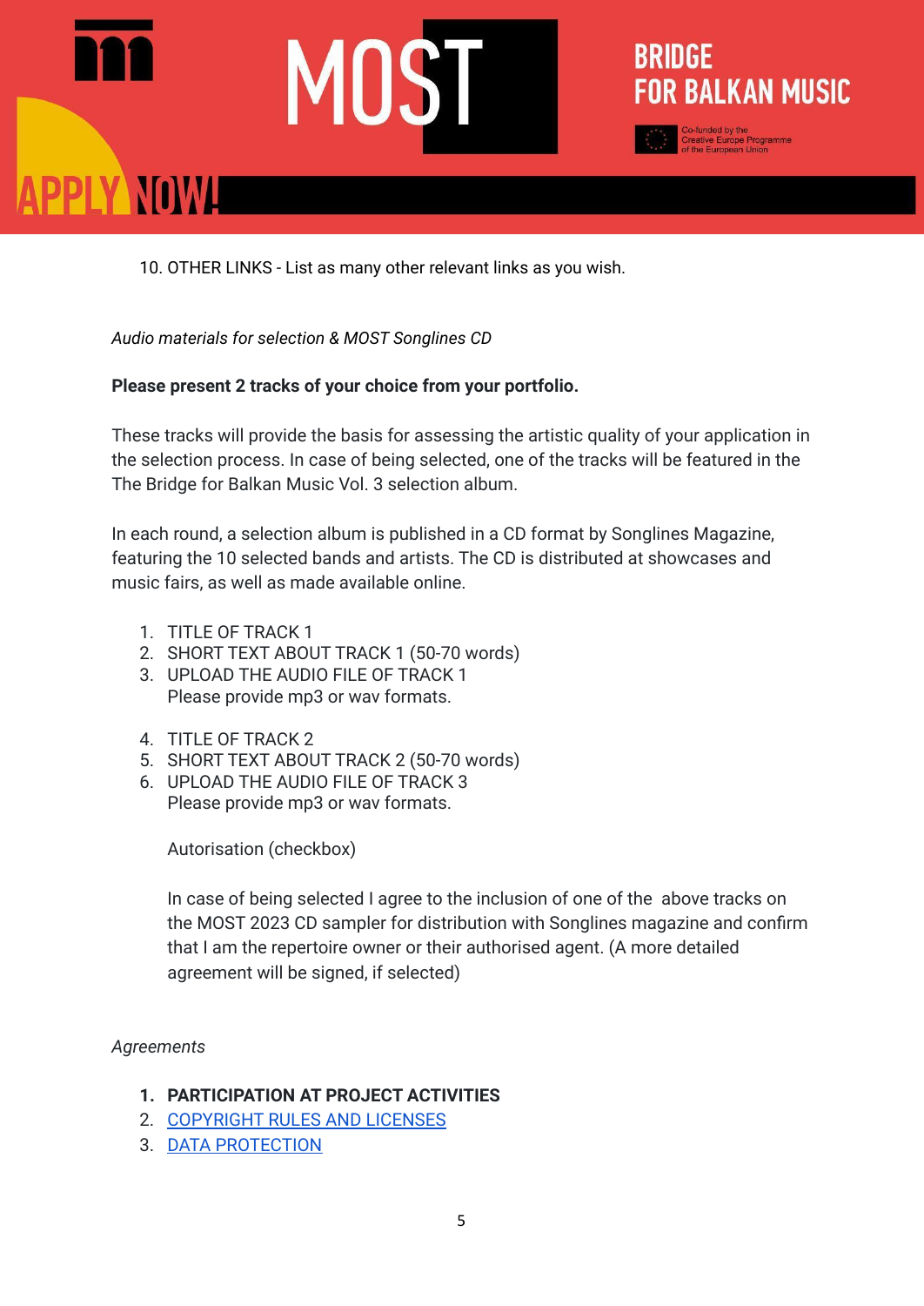10. OTHER LINKS - List as many other relevant links as you wish.

*Audio materials for selection & MOST Songlines CD*

**Please present 2 tracks of your choice from your portfolio.**

These tracks will provide the basis for assessing the artistic quality of your application in the selection process. In case of being selected, one of the tracks will be featured in the The Bridge for Balkan Music Vol. 3 selection album.

In each round, a selection album is published in a CD format by Songlines Magazine, featuring the 10 selected bands and artists. The CD is distributed at showcases and music fairs, as well as made available online.

1. TITLE OF TRACK 1
2. SHORT TEXT ABOUT TRACK 1 (50-70 words)
3. UPLOAD THE AUDIO FILE OF TRACK 1
   Please provide mp3 or wav formats.

4. TITLE OF TRACK 2
5. SHORT TEXT ABOUT TRACK 2 (50-70 words)
6. UPLOAD THE AUDIO FILE OF TRACK 3
   Please provide mp3 or wav formats.

   Autorisation (checkbox)

   In case of being selected I agree to the inclusion of one of the above tracks on the MOST 2023 CD sampler for distribution with Songlines magazine and confirm that I am the repertoire owner or their authorised agent. (A more detailed agreement will be signed, if selected)

*Agreements*

1. **PARTICIPATION AT PROJECT ACTIVITIES**
2. COPYRIGHT RULES AND LICENSES
3. DATA PROTECTION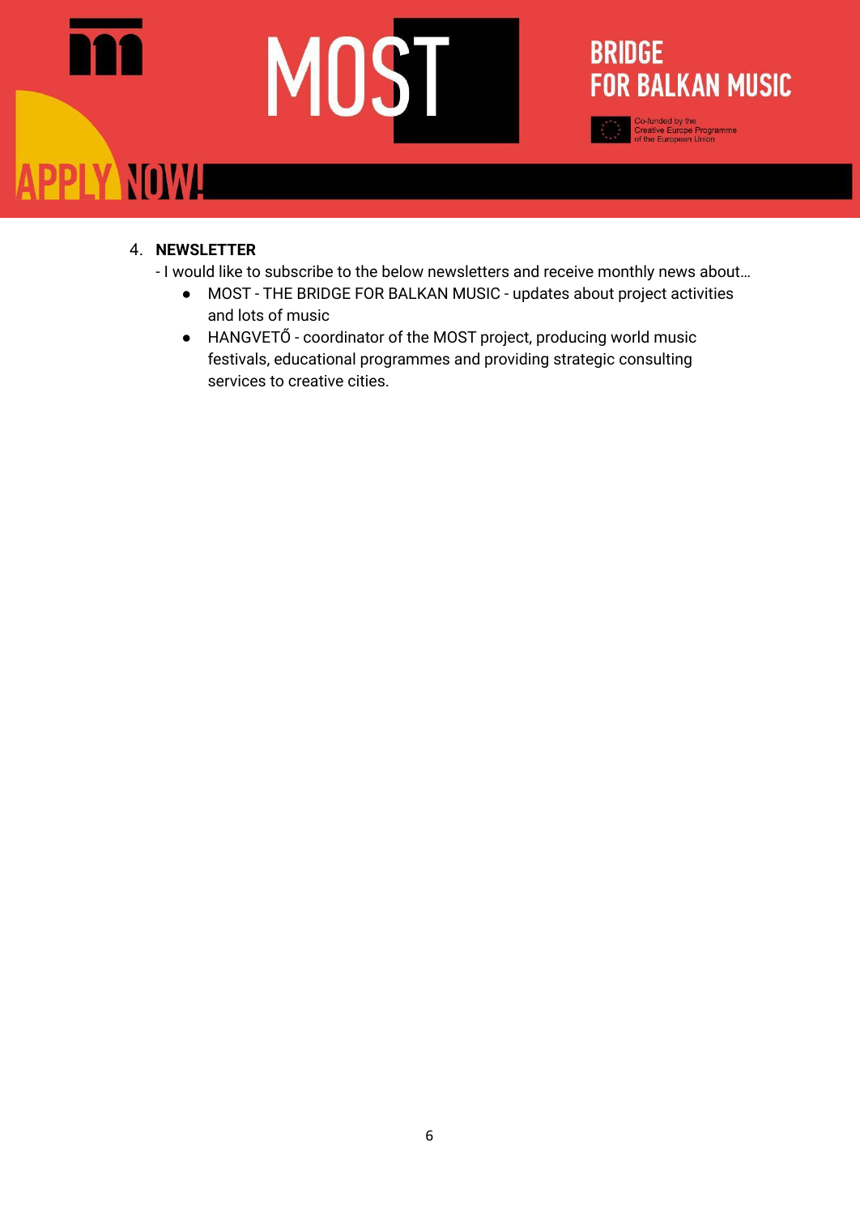4. **NEWSLETTER**

   - I would like to subscribe to the below newsletters and receive monthly news about…
     - MOST - THE BRIDGE FOR BALKAN MUSIC - updates about project activities and lots of music
     - HANGVETŐ - coordinator of the MOST project, producing world music festivals, educational programmes and providing strategic consulting services to creative cities.